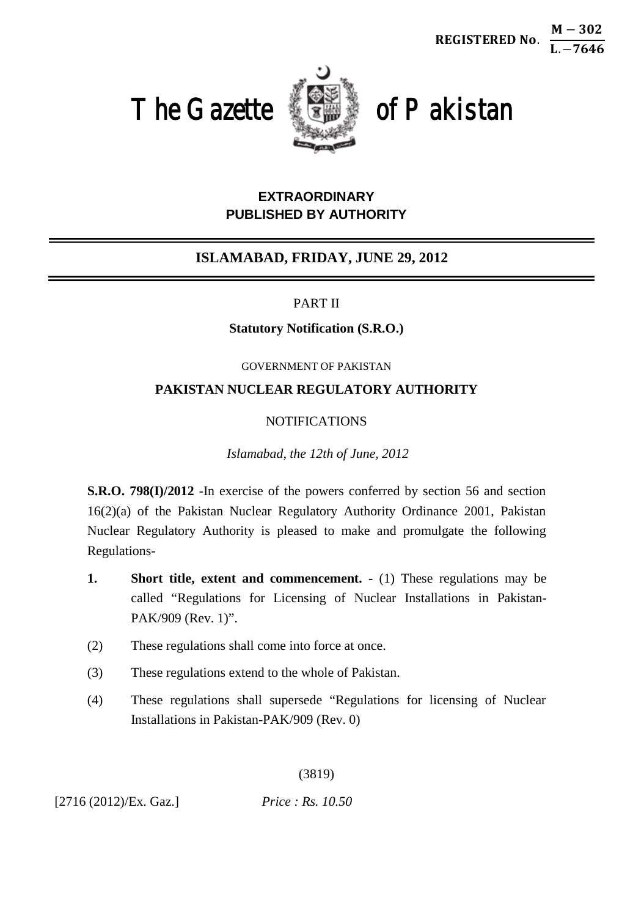REGISTERED No. $\frac{M-302}{L.-7646}$

# The Gazette of Pakistan

**EXTRAORDINARY**
**PUBLISHED BY AUTHORITY**

**ISLAMABAD, FRIDAY, JUNE 29, 2012**

PART II

**Statutory Notification (S.R.O.)**

GOVERNMENT OF PAKISTAN

**PAKISTAN NUCLEAR REGULATORY AUTHORITY**

NOTIFICATIONS

*Islamabad, the 12th of June, 2012*

**S.R.O. 798(I)/2012** -In exercise of the powers conferred by section 56 and section 16(2)(a) of the Pakistan Nuclear Regulatory Authority Ordinance 2001, Pakistan Nuclear Regulatory Authority is pleased to make and promulgate the following Regulations-

**1. Short title, extent and commencement.** - (1) These regulations may be called "Regulations for Licensing of Nuclear Installations in Pakistan-PAK/909 (Rev. 1)".

(2) These regulations shall come into force at once.

(3) These regulations extend to the whole of Pakistan.

(4) These regulations shall supersede "Regulations for licensing of Nuclear Installations in Pakistan-PAK/909 (Rev. 0)

(3819)

[2716 (2012)/Ex. Gaz.] *Price : Rs. 10.50*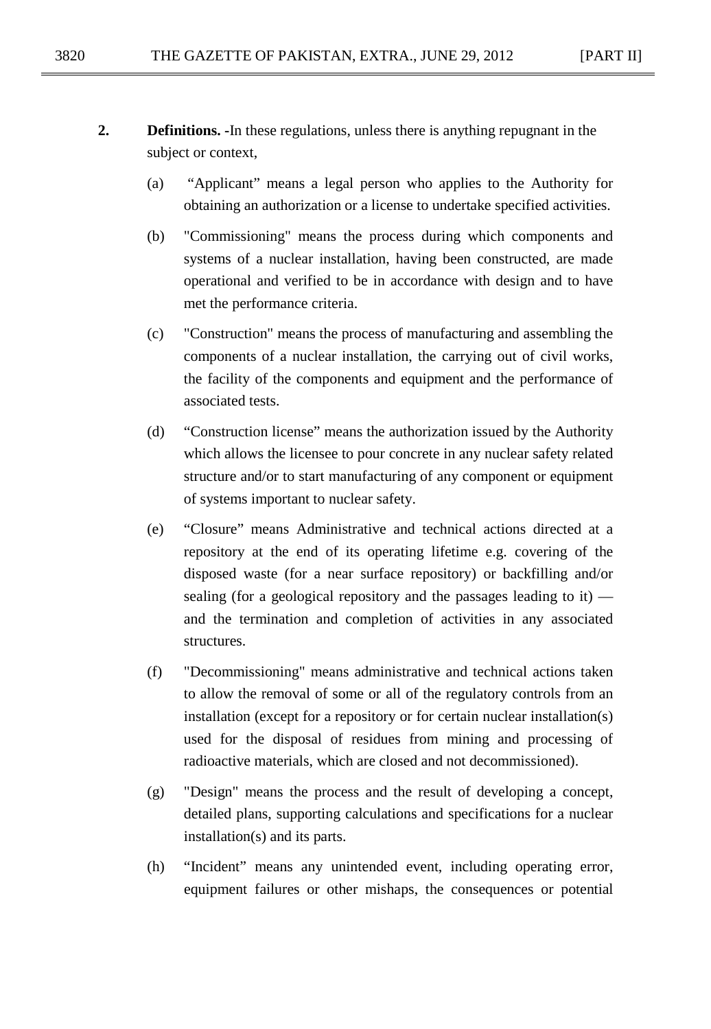**2. Definitions.** -In these regulations, unless there is anything repugnant in the subject or context,

(a) "Applicant" means a legal person who applies to the Authority for obtaining an authorization or a license to undertake specified activities.

(b) "Commissioning" means the process during which components and systems of a nuclear installation, having been constructed, are made operational and verified to be in accordance with design and to have met the performance criteria.

(c) "Construction" means the process of manufacturing and assembling the components of a nuclear installation, the carrying out of civil works, the facility of the components and equipment and the performance of associated tests.

(d) "Construction license" means the authorization issued by the Authority which allows the licensee to pour concrete in any nuclear safety related structure and/or to start manufacturing of any component or equipment of systems important to nuclear safety.

(e) "Closure" means Administrative and technical actions directed at a repository at the end of its operating lifetime e.g. covering of the disposed waste (for a near surface repository) or backfilling and/or sealing (for a geological repository and the passages leading to it) — and the termination and completion of activities in any associated structures.

(f) "Decommissioning" means administrative and technical actions taken to allow the removal of some or all of the regulatory controls from an installation (except for a repository or for certain nuclear installation(s) used for the disposal of residues from mining and processing of radioactive materials, which are closed and not decommissioned).

(g) "Design" means the process and the result of developing a concept, detailed plans, supporting calculations and specifications for a nuclear installation(s) and its parts.

(h) "Incident" means any unintended event, including operating error, equipment failures or other mishaps, the consequences or potential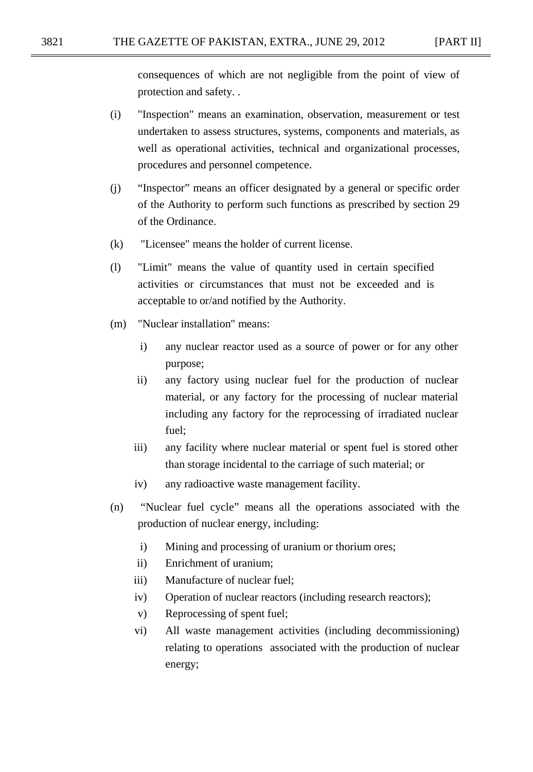consequences of which are not negligible from the point of view of protection and safety. .

(i) "Inspection" means an examination, observation, measurement or test undertaken to assess structures, systems, components and materials, as well as operational activities, technical and organizational processes, procedures and personnel competence.

(j) “Inspector” means an officer designated by a general or specific order of the Authority to perform such functions as prescribed by section 29 of the Ordinance.

(k) "Licensee" means the holder of current license.

(l) "Limit" means the value of quantity used in certain specified activities or circumstances that must not be exceeded and is acceptable to or/and notified by the Authority.

(m) "Nuclear installation" means:

 i) any nuclear reactor used as a source of power or for any other purpose;

 ii) any factory using nuclear fuel for the production of nuclear material, or any factory for the processing of nuclear material including any factory for the reprocessing of irradiated nuclear fuel;

 iii) any facility where nuclear material or spent fuel is stored other than storage incidental to the carriage of such material; or

 iv) any radioactive waste management facility.

(n) “Nuclear fuel cycle” means all the operations associated with the production of nuclear energy, including:

 i) Mining and processing of uranium or thorium ores;

 ii) Enrichment of uranium;

 iii) Manufacture of nuclear fuel;

 iv) Operation of nuclear reactors (including research reactors);

 v) Reprocessing of spent fuel;

 vi) All waste management activities (including decommissioning) relating to operations associated with the production of nuclear energy;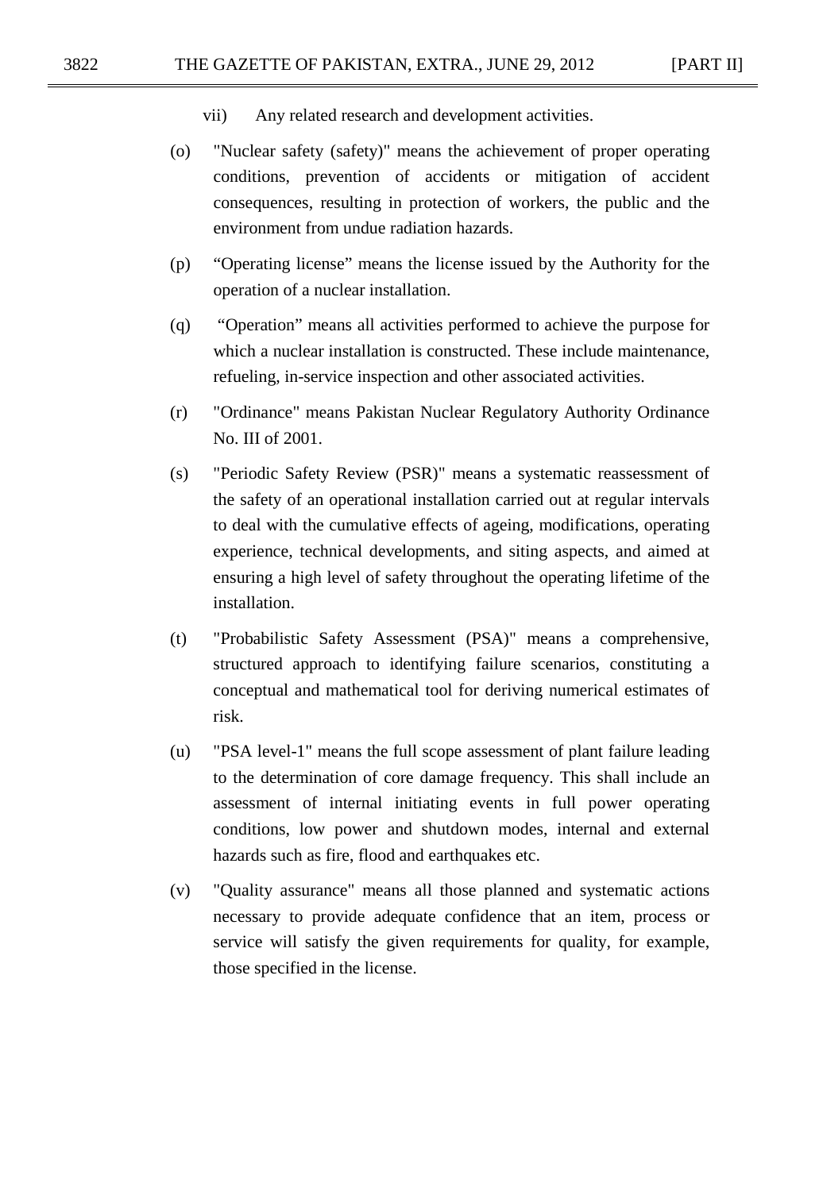vii) Any related research and development activities.

(o) "Nuclear safety (safety)" means the achievement of proper operating conditions, prevention of accidents or mitigation of accident consequences, resulting in protection of workers, the public and the environment from undue radiation hazards.

(p) “Operating license” means the license issued by the Authority for the operation of a nuclear installation.

(q) “Operation” means all activities performed to achieve the purpose for which a nuclear installation is constructed. These include maintenance, refueling, in-service inspection and other associated activities.

(r) "Ordinance" means Pakistan Nuclear Regulatory Authority Ordinance No. III of 2001.

(s) "Periodic Safety Review (PSR)" means a systematic reassessment of the safety of an operational installation carried out at regular intervals to deal with the cumulative effects of ageing, modifications, operating experience, technical developments, and siting aspects, and aimed at ensuring a high level of safety throughout the operating lifetime of the installation.

(t) "Probabilistic Safety Assessment (PSA)" means a comprehensive, structured approach to identifying failure scenarios, constituting a conceptual and mathematical tool for deriving numerical estimates of risk.

(u) "PSA level-1" means the full scope assessment of plant failure leading to the determination of core damage frequency. This shall include an assessment of internal initiating events in full power operating conditions, low power and shutdown modes, internal and external hazards such as fire, flood and earthquakes etc.

(v) "Quality assurance" means all those planned and systematic actions necessary to provide adequate confidence that an item, process or service will satisfy the given requirements for quality, for example, those specified in the license.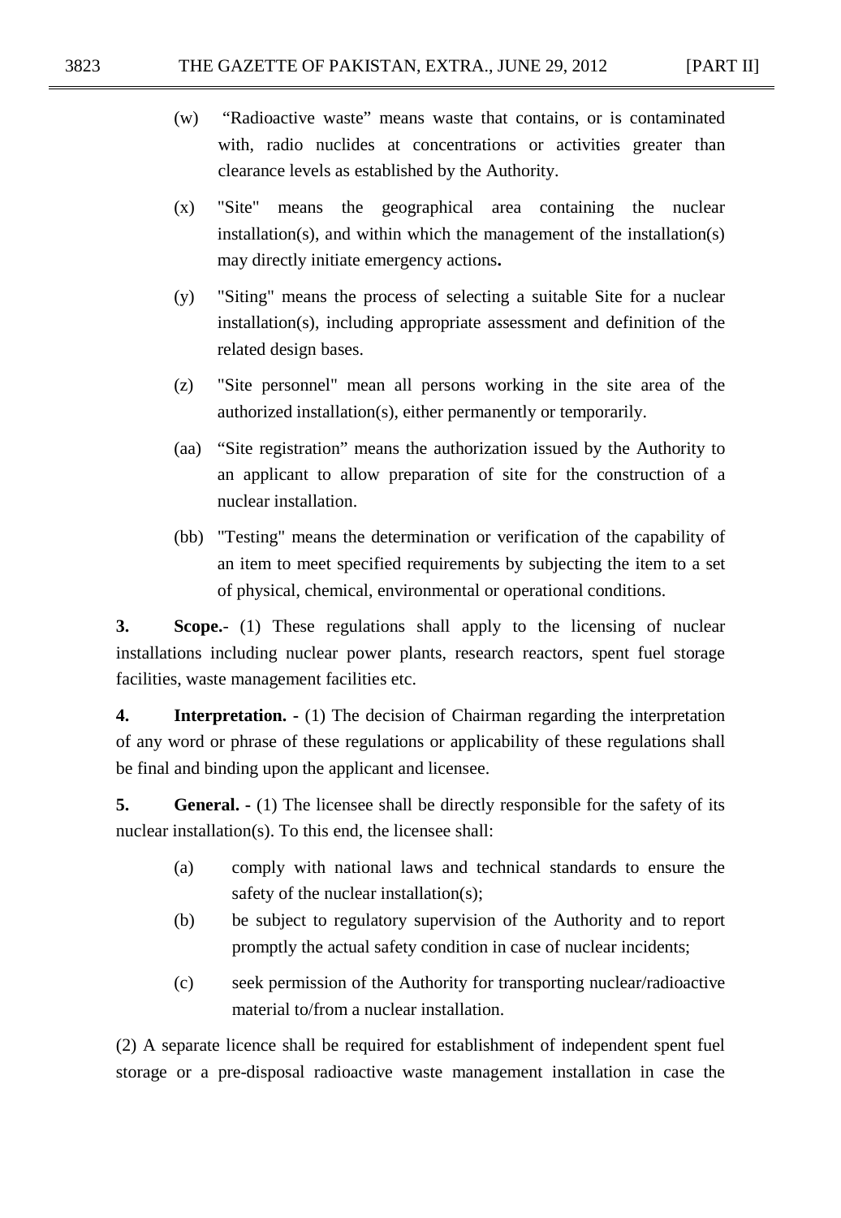(w) "Radioactive waste" means waste that contains, or is contaminated with, radio nuclides at concentrations or activities greater than clearance levels as established by the Authority.

(x) "Site" means the geographical area containing the nuclear installation(s), and within which the management of the installation(s) may directly initiate emergency actions**.**

(y) "Siting" means the process of selecting a suitable Site for a nuclear installation(s), including appropriate assessment and definition of the related design bases.

(z) "Site personnel" mean all persons working in the site area of the authorized installation(s), either permanently or temporarily.

(aa) "Site registration" means the authorization issued by the Authority to an applicant to allow preparation of site for the construction of a nuclear installation.

(bb) "Testing" means the determination or verification of the capability of an item to meet specified requirements by subjecting the item to a set of physical, chemical, environmental or operational conditions.

**3. Scope.**- (1) These regulations shall apply to the licensing of nuclear installations including nuclear power plants, research reactors, spent fuel storage facilities, waste management facilities etc.

**4. Interpretation.** - (1) The decision of Chairman regarding the interpretation of any word or phrase of these regulations or applicability of these regulations shall be final and binding upon the applicant and licensee.

**5. General.** - (1) The licensee shall be directly responsible for the safety of its nuclear installation(s). To this end, the licensee shall:

(a) comply with national laws and technical standards to ensure the safety of the nuclear installation(s);

(b) be subject to regulatory supervision of the Authority and to report promptly the actual safety condition in case of nuclear incidents;

(c) seek permission of the Authority for transporting nuclear/radioactive material to/from a nuclear installation.

(2) A separate licence shall be required for establishment of independent spent fuel storage or a pre-disposal radioactive waste management installation in case the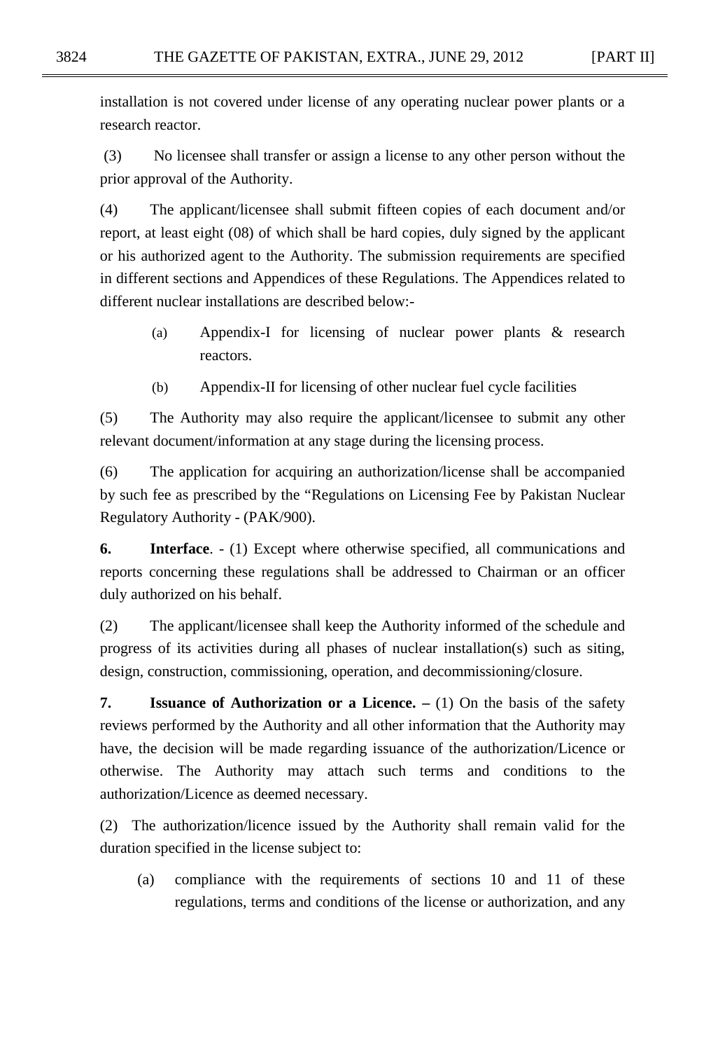installation is not covered under license of any operating nuclear power plants or a research reactor.

(3) No licensee shall transfer or assign a license to any other person without the prior approval of the Authority.

(4) The applicant/licensee shall submit fifteen copies of each document and/or report, at least eight (08) of which shall be hard copies, duly signed by the applicant or his authorized agent to the Authority. The submission requirements are specified in different sections and Appendices of these Regulations. The Appendices related to different nuclear installations are described below:-

(a) Appendix-I for licensing of nuclear power plants & research reactors.

(b) Appendix-II for licensing of other nuclear fuel cycle facilities

(5) The Authority may also require the applicant/licensee to submit any other relevant document/information at any stage during the licensing process.

(6) The application for acquiring an authorization/license shall be accompanied by such fee as prescribed by the "Regulations on Licensing Fee by Pakistan Nuclear Regulatory Authority - (PAK/900).

**6. Interface**. - (1) Except where otherwise specified, all communications and reports concerning these regulations shall be addressed to Chairman or an officer duly authorized on his behalf.

(2) The applicant/licensee shall keep the Authority informed of the schedule and progress of its activities during all phases of nuclear installation(s) such as siting, design, construction, commissioning, operation, and decommissioning/closure.

**7. Issuance of Authorization or a Licence. –** (1) On the basis of the safety reviews performed by the Authority and all other information that the Authority may have, the decision will be made regarding issuance of the authorization/Licence or otherwise. The Authority may attach such terms and conditions to the authorization/Licence as deemed necessary.

(2) The authorization/licence issued by the Authority shall remain valid for the duration specified in the license subject to:

(a) compliance with the requirements of sections 10 and 11 of these regulations, terms and conditions of the license or authorization, and any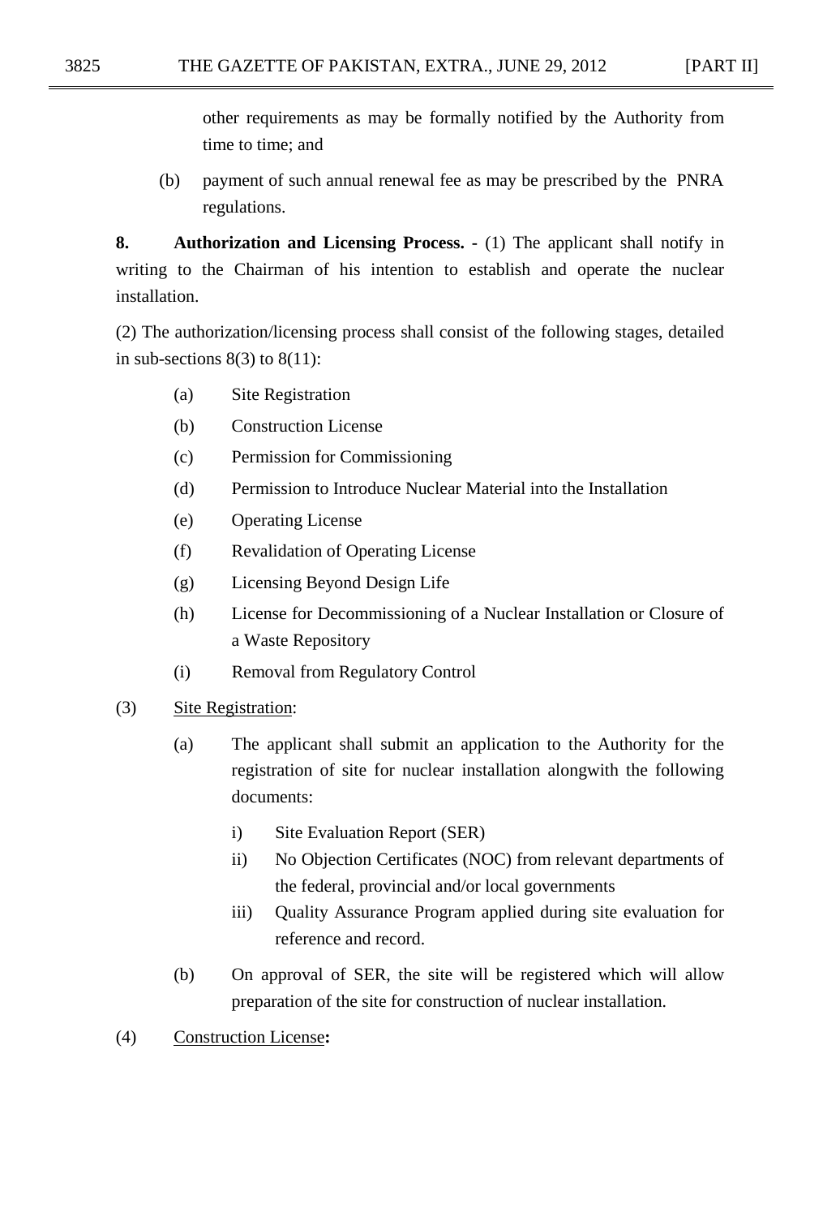other requirements as may be formally notified by the Authority from time to time; and

(b) payment of such annual renewal fee as may be prescribed by the PNRA regulations.

**8. Authorization and Licensing Process.** - (1) The applicant shall notify in writing to the Chairman of his intention to establish and operate the nuclear installation.

(2) The authorization/licensing process shall consist of the following stages, detailed in sub-sections 8(3) to 8(11):

(a) Site Registration

(b) Construction License

(c) Permission for Commissioning

(d) Permission to Introduce Nuclear Material into the Installation

(e) Operating License

(f) Revalidation of Operating License

(g) Licensing Beyond Design Life

(h) License for Decommissioning of a Nuclear Installation or Closure of a Waste Repository

(i) Removal from Regulatory Control

(3) <u>Site Registration</u>:

(a) The applicant shall submit an application to the Authority for the registration of site for nuclear installation alongwith the following documents:

i) Site Evaluation Report (SER)

ii) No Objection Certificates (NOC) from relevant departments of the federal, provincial and/or local governments

iii) Quality Assurance Program applied during site evaluation for reference and record.

(b) On approval of SER, the site will be registered which will allow preparation of the site for construction of nuclear installation.

(4) <u>Construction License</u>**:**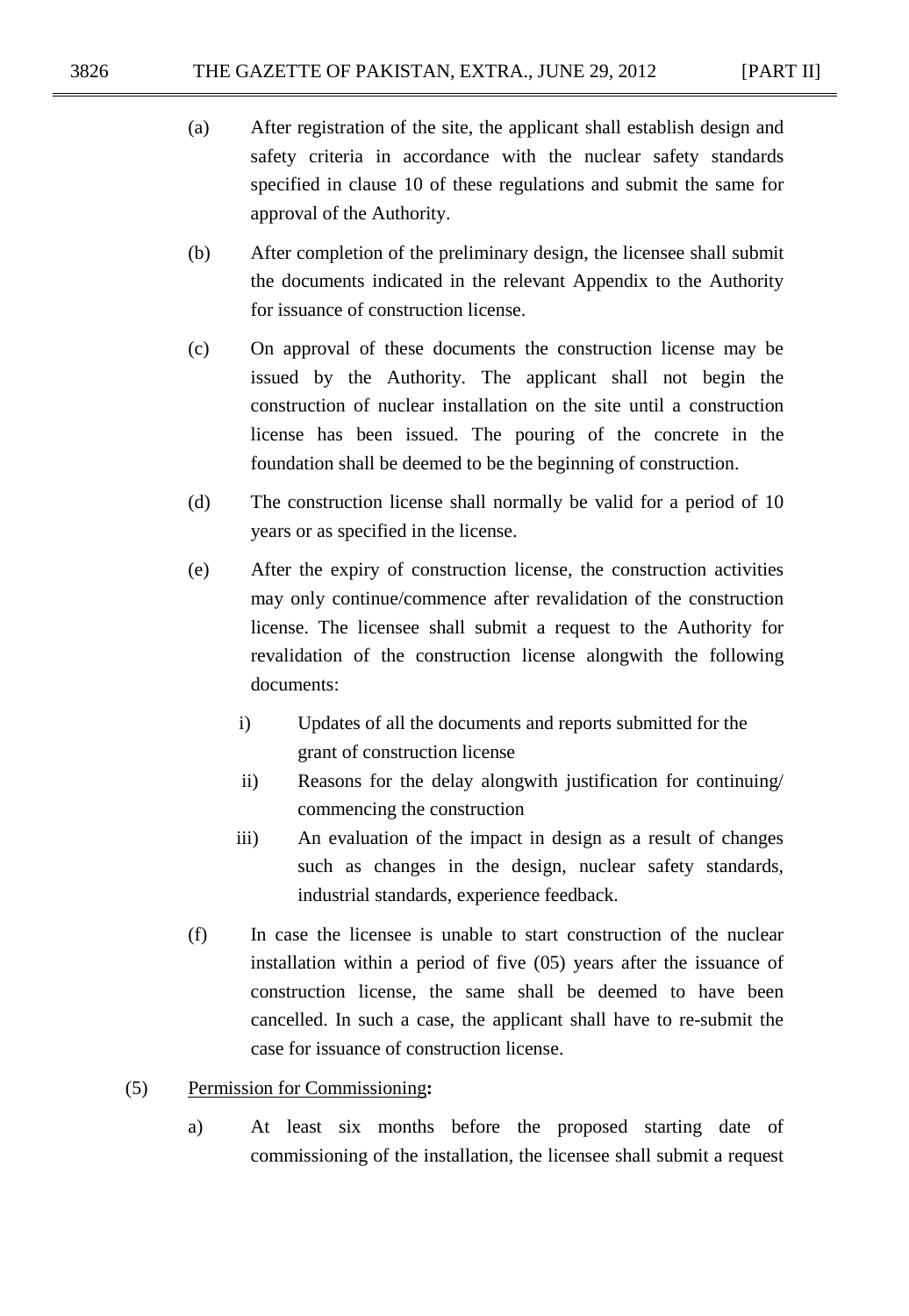(a) After registration of the site, the applicant shall establish design and safety criteria in accordance with the nuclear safety standards specified in clause 10 of these regulations and submit the same for approval of the Authority.

(b) After completion of the preliminary design, the licensee shall submit the documents indicated in the relevant Appendix to the Authority for issuance of construction license.

(c) On approval of these documents the construction license may be issued by the Authority. The applicant shall not begin the construction of nuclear installation on the site until a construction license has been issued. The pouring of the concrete in the foundation shall be deemed to be the beginning of construction.

(d) The construction license shall normally be valid for a period of 10 years or as specified in the license.

(e) After the expiry of construction license, the construction activities may only continue/commence after revalidation of the construction license. The licensee shall submit a request to the Authority for revalidation of the construction license alongwith the following documents:

   i) Updates of all the documents and reports submitted for the grant of construction license

   ii) Reasons for the delay alongwith justification for continuing/ commencing the construction

   iii) An evaluation of the impact in design as a result of changes such as changes in the design, nuclear safety standards, industrial standards, experience feedback.

(f) In case the licensee is unable to start construction of the nuclear installation within a period of five (05) years after the issuance of construction license, the same shall be deemed to have been cancelled. In such a case, the applicant shall have to re-submit the case for issuance of construction license.

(5) <u>Permission for Commissioning</u>**:**

a) At least six months before the proposed starting date of commissioning of the installation, the licensee shall submit a request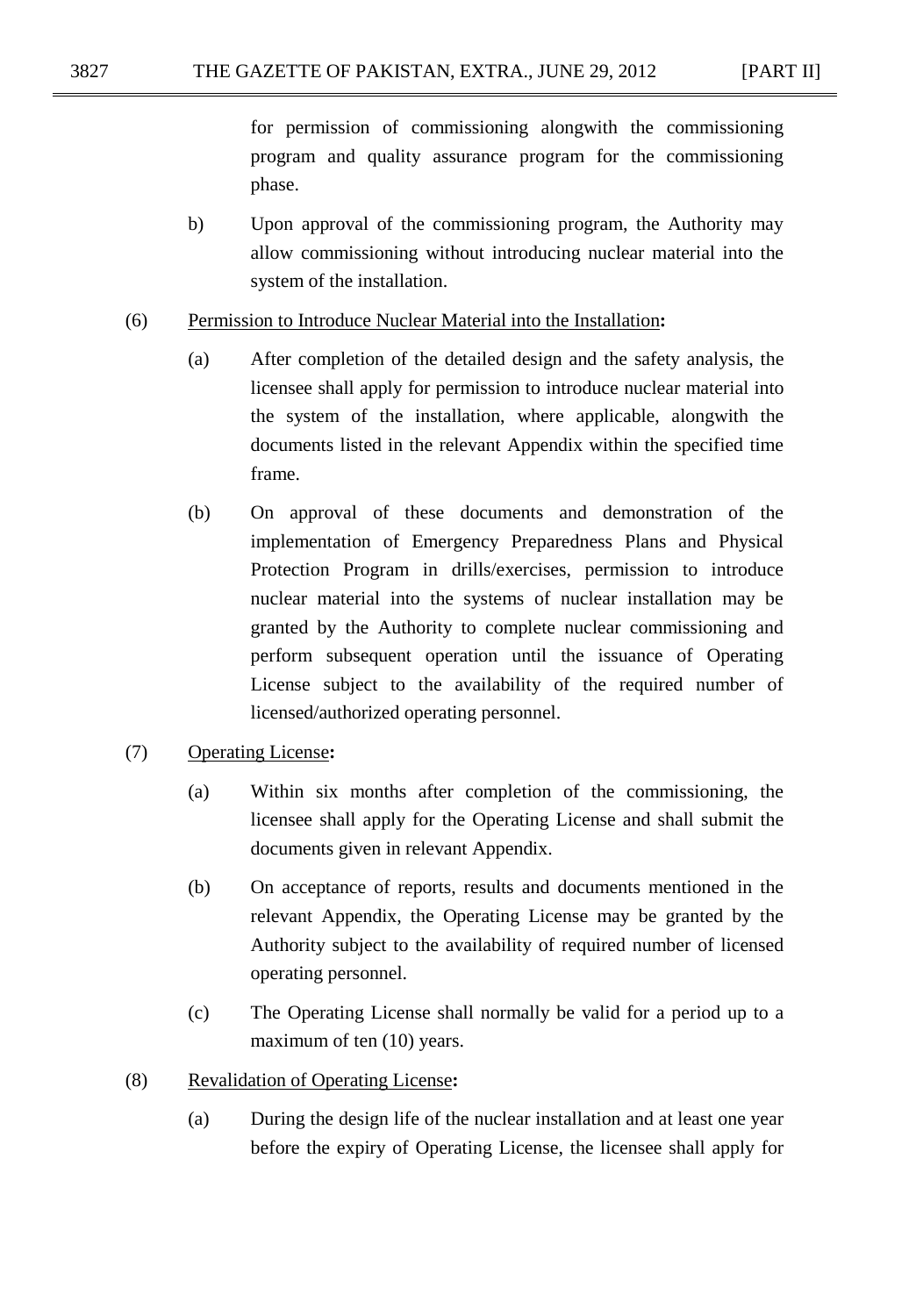for permission of commissioning alongwith the commissioning program and quality assurance program for the commissioning phase.

b) Upon approval of the commissioning program, the Authority may allow commissioning without introducing nuclear material into the system of the installation.

(6) <u>Permission to Introduce Nuclear Material into the Installation</u>**:**

(a) After completion of the detailed design and the safety analysis, the licensee shall apply for permission to introduce nuclear material into the system of the installation, where applicable, alongwith the documents listed in the relevant Appendix within the specified time frame.

(b) On approval of these documents and demonstration of the implementation of Emergency Preparedness Plans and Physical Protection Program in drills/exercises, permission to introduce nuclear material into the systems of nuclear installation may be granted by the Authority to complete nuclear commissioning and perform subsequent operation until the issuance of Operating License subject to the availability of the required number of licensed/authorized operating personnel.

(7) <u>Operating License</u>**:**

(a) Within six months after completion of the commissioning, the licensee shall apply for the Operating License and shall submit the documents given in relevant Appendix.

(b) On acceptance of reports, results and documents mentioned in the relevant Appendix, the Operating License may be granted by the Authority subject to the availability of required number of licensed operating personnel.

(c) The Operating License shall normally be valid for a period up to a maximum of ten (10) years.

(8) <u>Revalidation of Operating License</u>**:**

(a) During the design life of the nuclear installation and at least one year before the expiry of Operating License, the licensee shall apply for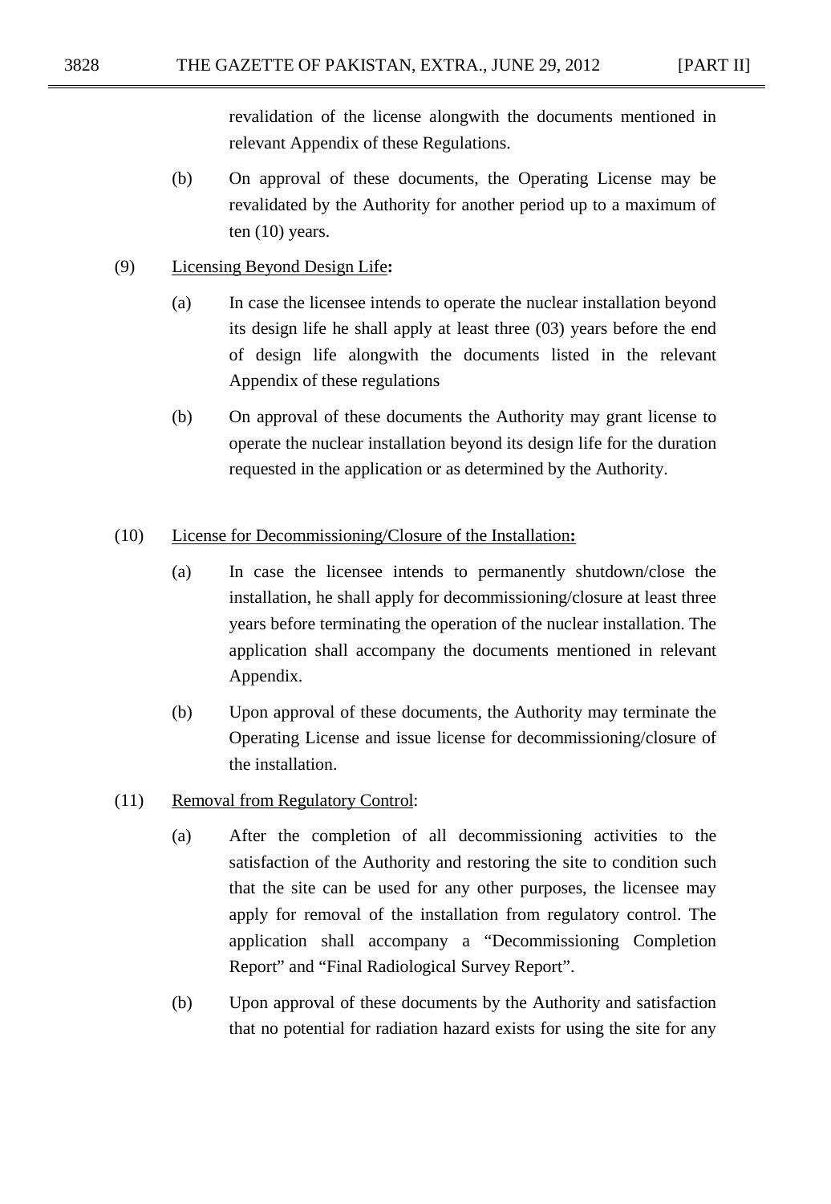revalidation of the license alongwith the documents mentioned in relevant Appendix of these Regulations.

(b) On approval of these documents, the Operating License may be revalidated by the Authority for another period up to a maximum of ten (10) years.

(9) Licensing Beyond Design Life**:**

(a) In case the licensee intends to operate the nuclear installation beyond its design life he shall apply at least three (03) years before the end of design life alongwith the documents listed in the relevant Appendix of these regulations

(b) On approval of these documents the Authority may grant license to operate the nuclear installation beyond its design life for the duration requested in the application or as determined by the Authority.

(10) License for Decommissioning/Closure of the Installation**:**

(a) In case the licensee intends to permanently shutdown/close the installation, he shall apply for decommissioning/closure at least three years before terminating the operation of the nuclear installation. The application shall accompany the documents mentioned in relevant Appendix.

(b) Upon approval of these documents, the Authority may terminate the Operating License and issue license for decommissioning/closure of the installation.

(11) Removal from Regulatory Control:

(a) After the completion of all decommissioning activities to the satisfaction of the Authority and restoring the site to condition such that the site can be used for any other purposes, the licensee may apply for removal of the installation from regulatory control. The application shall accompany a "Decommissioning Completion Report" and "Final Radiological Survey Report".

(b) Upon approval of these documents by the Authority and satisfaction that no potential for radiation hazard exists for using the site for any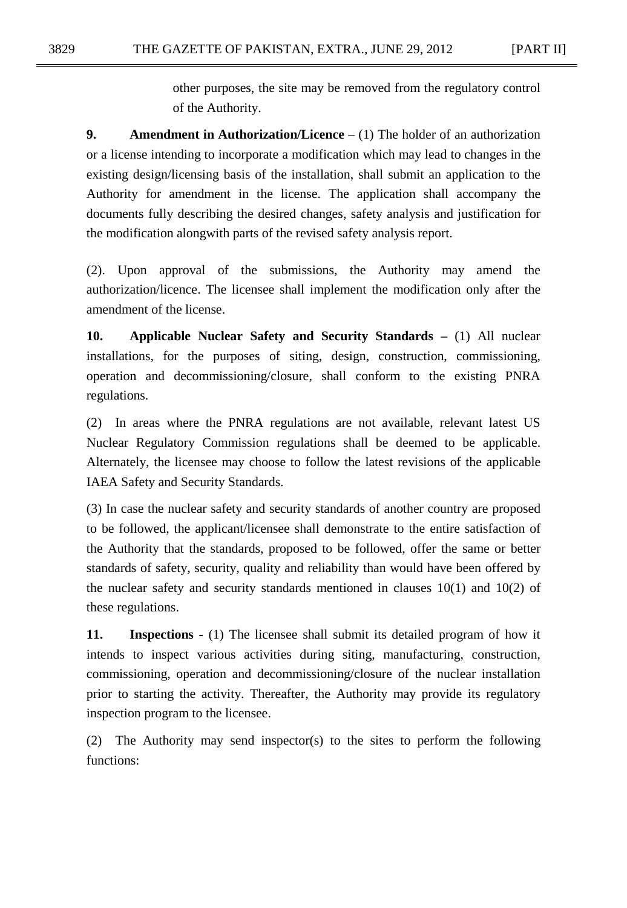other purposes, the site may be removed from the regulatory control of the Authority.

**9. Amendment in Authorization/Licence** – (1) The holder of an authorization or a license intending to incorporate a modification which may lead to changes in the existing design/licensing basis of the installation, shall submit an application to the Authority for amendment in the license. The application shall accompany the documents fully describing the desired changes, safety analysis and justification for the modification alongwith parts of the revised safety analysis report.

(2). Upon approval of the submissions, the Authority may amend the authorization/licence. The licensee shall implement the modification only after the amendment of the license.

**10. Applicable Nuclear Safety and Security Standards –** (1) All nuclear installations, for the purposes of siting, design, construction, commissioning, operation and decommissioning/closure, shall conform to the existing PNRA regulations.

(2) In areas where the PNRA regulations are not available, relevant latest US Nuclear Regulatory Commission regulations shall be deemed to be applicable. Alternately, the licensee may choose to follow the latest revisions of the applicable IAEA Safety and Security Standards.

(3) In case the nuclear safety and security standards of another country are proposed to be followed, the applicant/licensee shall demonstrate to the entire satisfaction of the Authority that the standards, proposed to be followed, offer the same or better standards of safety, security, quality and reliability than would have been offered by the nuclear safety and security standards mentioned in clauses 10(1) and 10(2) of these regulations.

**11. Inspections -** (1) The licensee shall submit its detailed program of how it intends to inspect various activities during siting, manufacturing, construction, commissioning, operation and decommissioning/closure of the nuclear installation prior to starting the activity. Thereafter, the Authority may provide its regulatory inspection program to the licensee.

(2) The Authority may send inspector(s) to the sites to perform the following functions: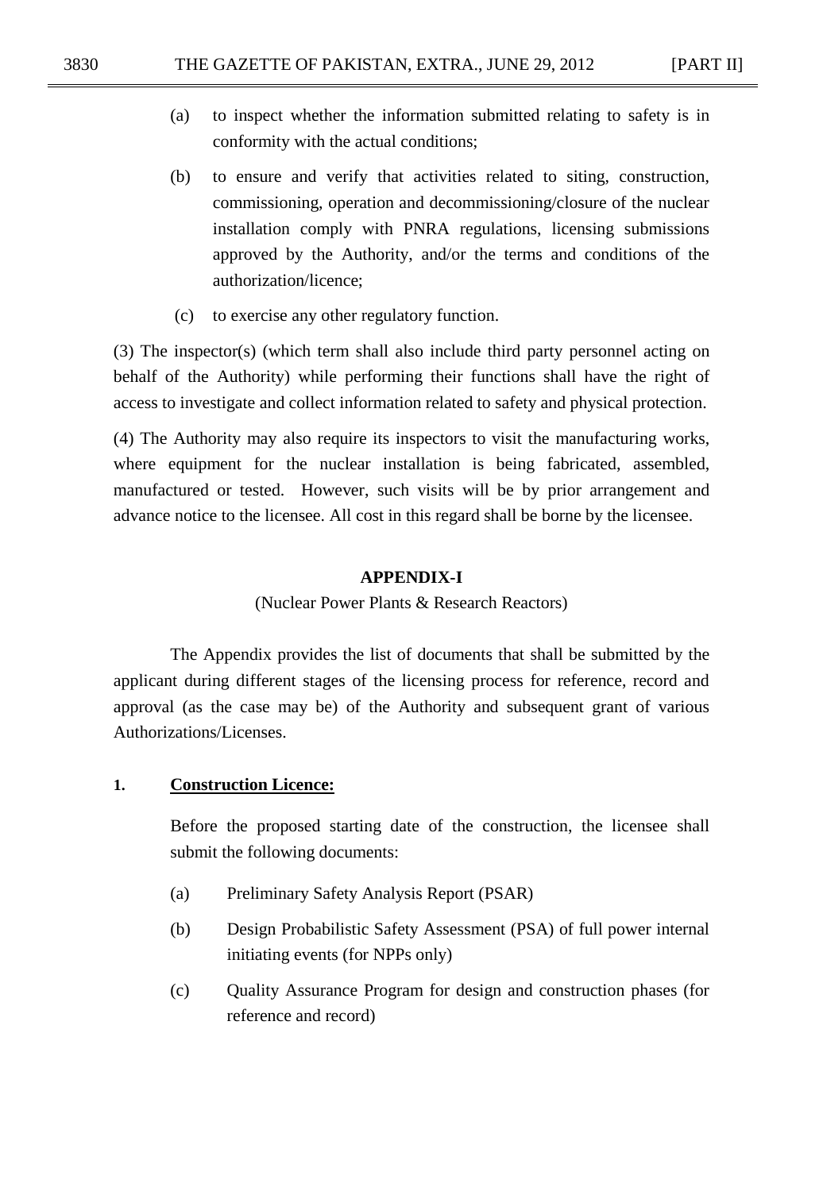(a) to inspect whether the information submitted relating to safety is in conformity with the actual conditions;

(b) to ensure and verify that activities related to siting, construction, commissioning, operation and decommissioning/closure of the nuclear installation comply with PNRA regulations, licensing submissions approved by the Authority, and/or the terms and conditions of the authorization/licence;

(c) to exercise any other regulatory function.

(3) The inspector(s) (which term shall also include third party personnel acting on behalf of the Authority) while performing their functions shall have the right of access to investigate and collect information related to safety and physical protection.

(4) The Authority may also require its inspectors to visit the manufacturing works, where equipment for the nuclear installation is being fabricated, assembled, manufactured or tested. However, such visits will be by prior arrangement and advance notice to the licensee. All cost in this regard shall be borne by the licensee.

## APPENDIX-I

(Nuclear Power Plants & Research Reactors)

The Appendix provides the list of documents that shall be submitted by the applicant during different stages of the licensing process for reference, record and approval (as the case may be) of the Authority and subsequent grant of various Authorizations/Licenses.

**1. <u>Construction Licence:</u>**

Before the proposed starting date of the construction, the licensee shall submit the following documents:

(a) Preliminary Safety Analysis Report (PSAR)

(b) Design Probabilistic Safety Assessment (PSA) of full power internal initiating events (for NPPs only)

(c) Quality Assurance Program for design and construction phases (for reference and record)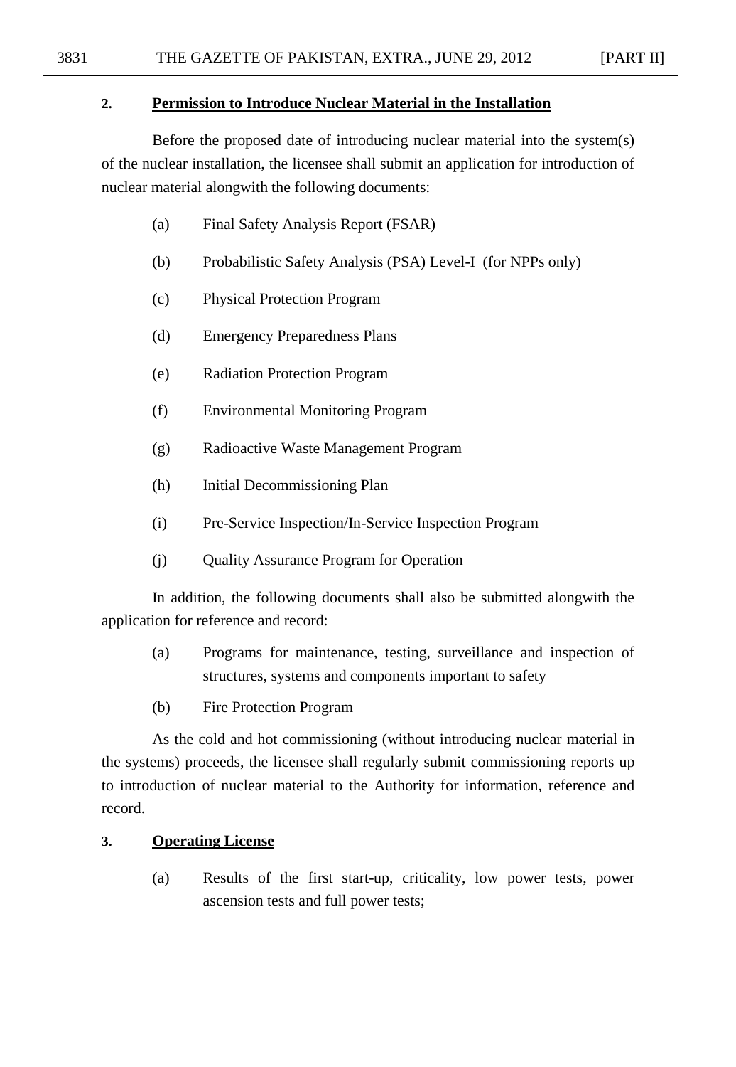**2. Permission to Introduce Nuclear Material in the Installation**

Before the proposed date of introducing nuclear material into the system(s) of the nuclear installation, the licensee shall submit an application for introduction of nuclear material alongwith the following documents:

(a) Final Safety Analysis Report (FSAR)

(b) Probabilistic Safety Analysis (PSA) Level-I (for NPPs only)

(c) Physical Protection Program

(d) Emergency Preparedness Plans

(e) Radiation Protection Program

(f) Environmental Monitoring Program

(g) Radioactive Waste Management Program

(h) Initial Decommissioning Plan

(i) Pre-Service Inspection/In-Service Inspection Program

(j) Quality Assurance Program for Operation

In addition, the following documents shall also be submitted alongwith the application for reference and record:

(a) Programs for maintenance, testing, surveillance and inspection of structures, systems and components important to safety

(b) Fire Protection Program

As the cold and hot commissioning (without introducing nuclear material in the systems) proceeds, the licensee shall regularly submit commissioning reports up to introduction of nuclear material to the Authority for information, reference and record.

**3. Operating License**

(a) Results of the first start-up, criticality, low power tests, power ascension tests and full power tests;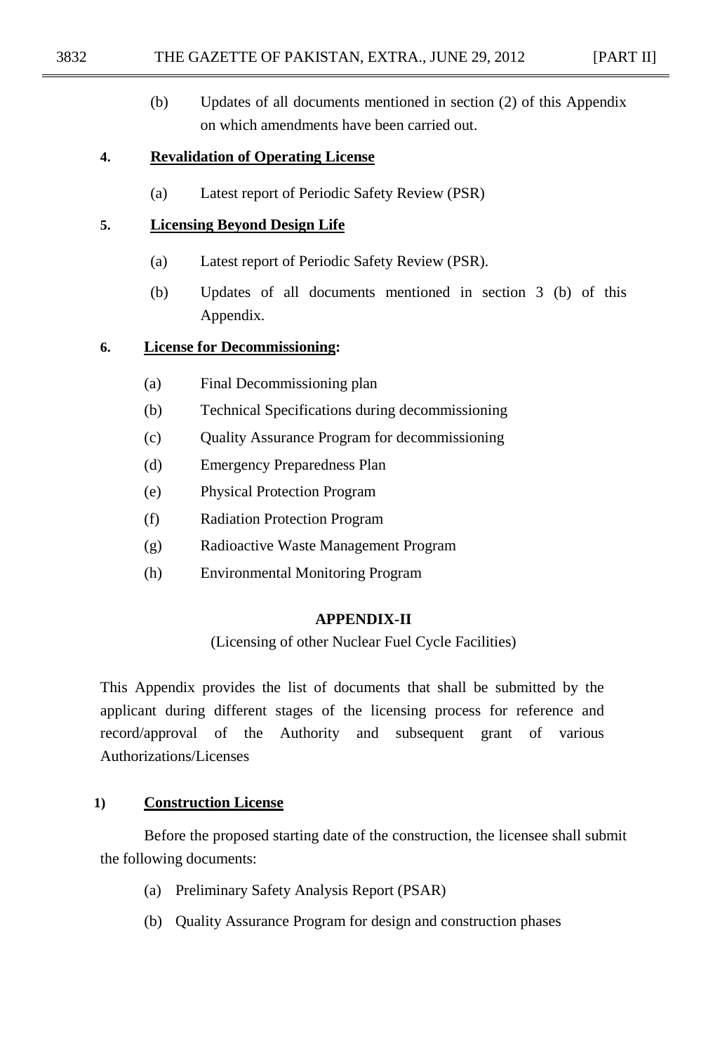(b) Updates of all documents mentioned in section (2) of this Appendix on which amendments have been carried out.

**4. <u>Revalidation of Operating License</u>**

(a) Latest report of Periodic Safety Review (PSR)

**5. <u>Licensing Beyond Design Life</u>**

(a) Latest report of Periodic Safety Review (PSR).

(b) Updates of all documents mentioned in section 3 (b) of this Appendix.

**6. <u>License for Decommissioning</u>:**

(a) Final Decommissioning plan

(b) Technical Specifications during decommissioning

(c) Quality Assurance Program for decommissioning

(d) Emergency Preparedness Plan

(e) Physical Protection Program

(f) Radiation Protection Program

(g) Radioactive Waste Management Program

(h) Environmental Monitoring Program

## APPENDIX-II

(Licensing of other Nuclear Fuel Cycle Facilities)

This Appendix provides the list of documents that shall be submitted by the applicant during different stages of the licensing process for reference and record/approval of the Authority and subsequent grant of various Authorizations/Licenses

**1) <u>Construction License</u>**

Before the proposed starting date of the construction, the licensee shall submit the following documents:

(a) Preliminary Safety Analysis Report (PSAR)

(b) Quality Assurance Program for design and construction phases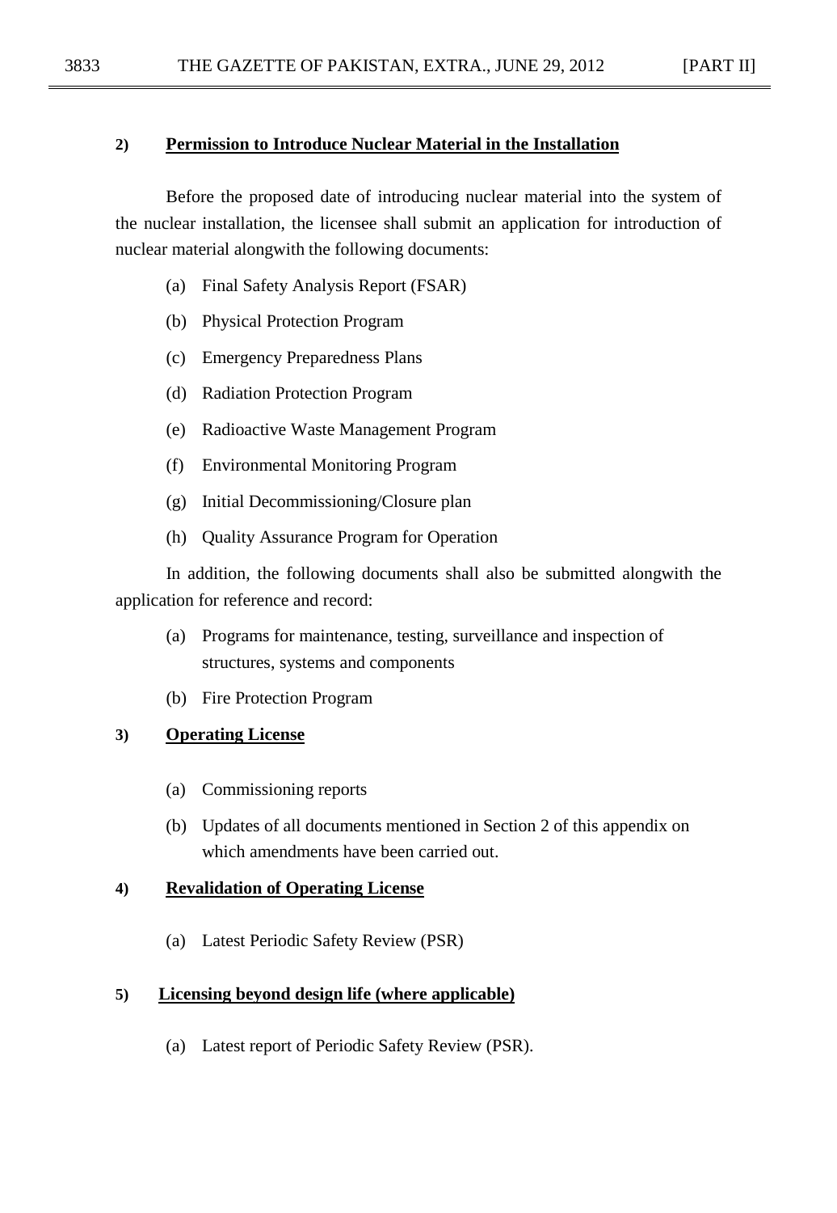**2) Permission to Introduce Nuclear Material in the Installation**

Before the proposed date of introducing nuclear material into the system of the nuclear installation, the licensee shall submit an application for introduction of nuclear material alongwith the following documents:

(a) Final Safety Analysis Report (FSAR)

(b) Physical Protection Program

(c) Emergency Preparedness Plans

(d) Radiation Protection Program

(e) Radioactive Waste Management Program

(f) Environmental Monitoring Program

(g) Initial Decommissioning/Closure plan

(h) Quality Assurance Program for Operation

In addition, the following documents shall also be submitted alongwith the application for reference and record:

(a) Programs for maintenance, testing, surveillance and inspection of structures, systems and components

(b) Fire Protection Program

**3) Operating License**

(a) Commissioning reports

(b) Updates of all documents mentioned in Section 2 of this appendix on which amendments have been carried out.

**4) Revalidation of Operating License**

(a) Latest Periodic Safety Review (PSR)

**5) Licensing beyond design life (where applicable)**

(a) Latest report of Periodic Safety Review (PSR).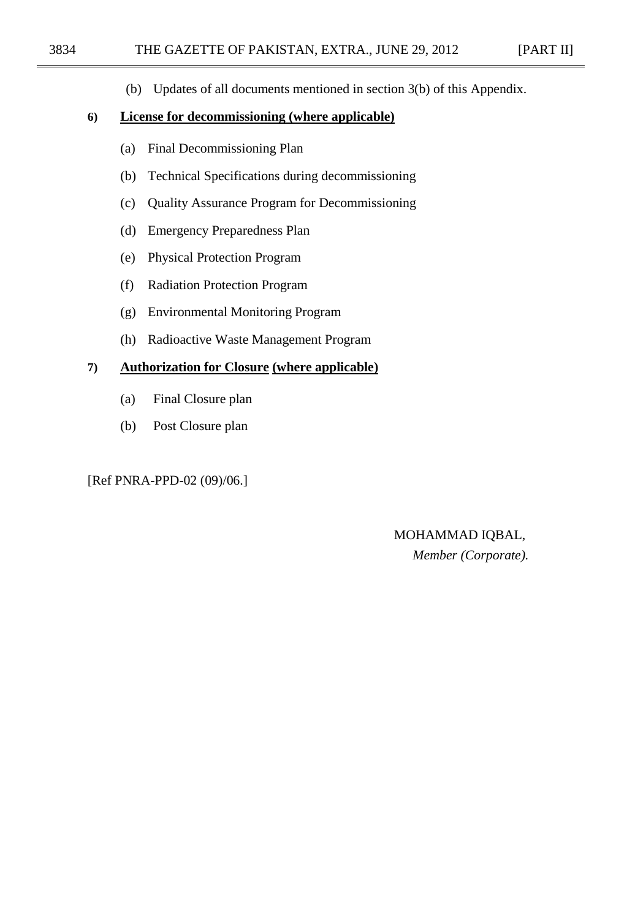(b) Updates of all documents mentioned in section 3(b) of this Appendix.

**6) <u>License for decommissioning (where applicable)</u>**

(a) Final Decommissioning Plan

(b) Technical Specifications during decommissioning

(c) Quality Assurance Program for Decommissioning

(d) Emergency Preparedness Plan

(e) Physical Protection Program

(f) Radiation Protection Program

(g) Environmental Monitoring Program

(h) Radioactive Waste Management Program

**7) <u>Authorization for Closure</u> <u>(where applicable)</u>**

(a) Final Closure plan

(b) Post Closure plan

[Ref PNRA-PPD-02 (09)/06.]

MOHAMMAD IQBAL,
*Member (Corporate).*